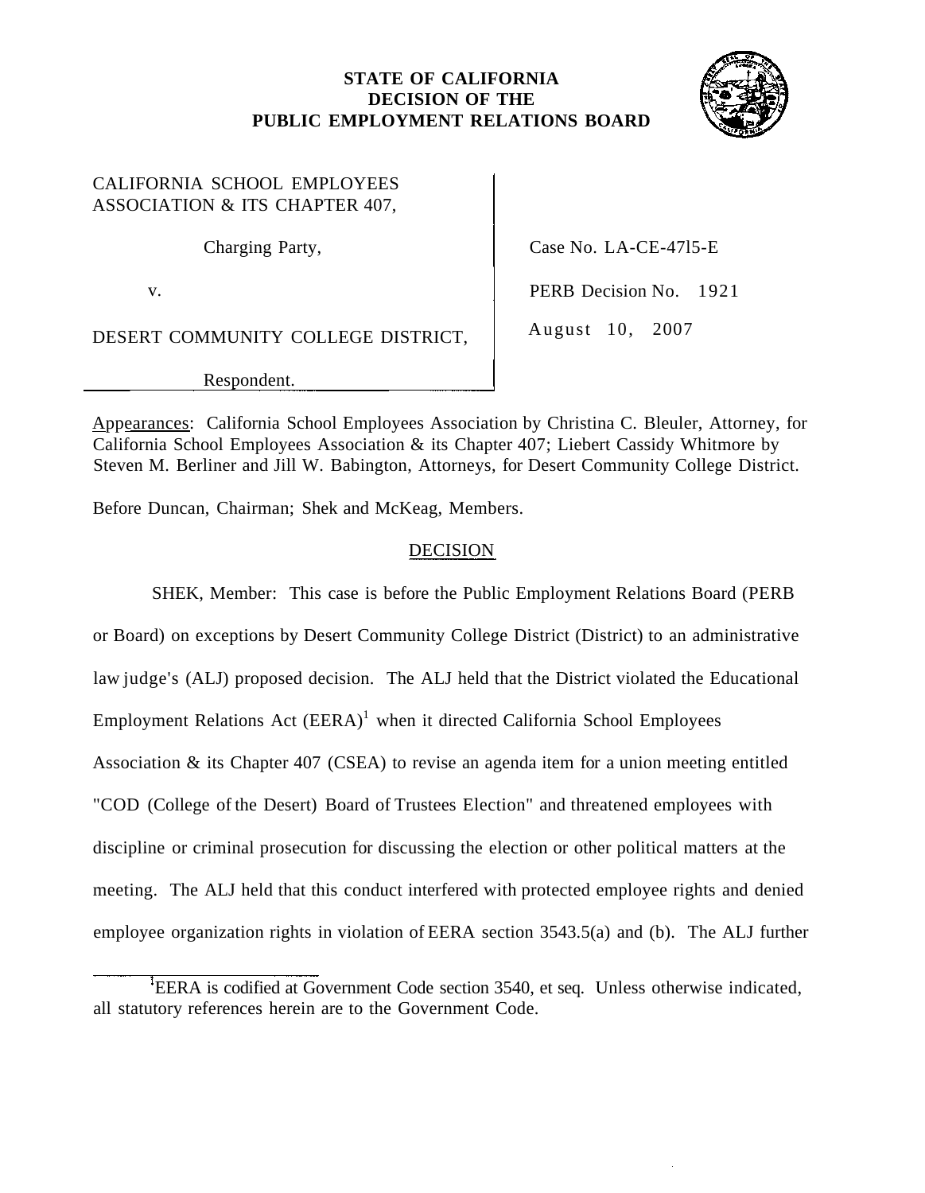**STATE OF CALIFORNIA**
**DECISION OF THE**
**PUBLIC EMPLOYMENT RELATIONS BOARD**

CALIFORNIA SCHOOL EMPLOYEES ASSOCIATION & ITS CHAPTER 407,

Charging Party,

v.

DESERT COMMUNITY COLLEGE DISTRICT,

Respondent.

Case No. LA-CE-4715-E

PERB Decision No. 1921

August 10, 2007

Appearances: California School Employees Association by Christina C. Bleuler, Attorney, for California School Employees Association & its Chapter 407; Liebert Cassidy Whitmore by Steven M. Berliner and Jill W. Babington, Attorneys, for Desert Community College District.

Before Duncan, Chairman; Shek and McKeag, Members.

## DECISION

SHEK, Member: This case is before the Public Employment Relations Board (PERB or Board) on exceptions by Desert Community College District (District) to an administrative law judge's (ALJ) proposed decision. The ALJ held that the District violated the Educational Employment Relations Act (EERA)[1] when it directed California School Employees Association & its Chapter 407 (CSEA) to revise an agenda item for a union meeting entitled "COD (College of the Desert) Board of Trustees Election" and threatened employees with discipline or criminal prosecution for discussing the election or other political matters at the meeting. The ALJ held that this conduct interfered with protected employee rights and denied employee organization rights in violation of EERA section 3543.5(a) and (b). The ALJ further

[1] EERA is codified at Government Code section 3540, et seq. Unless otherwise indicated, all statutory references herein are to the Government Code.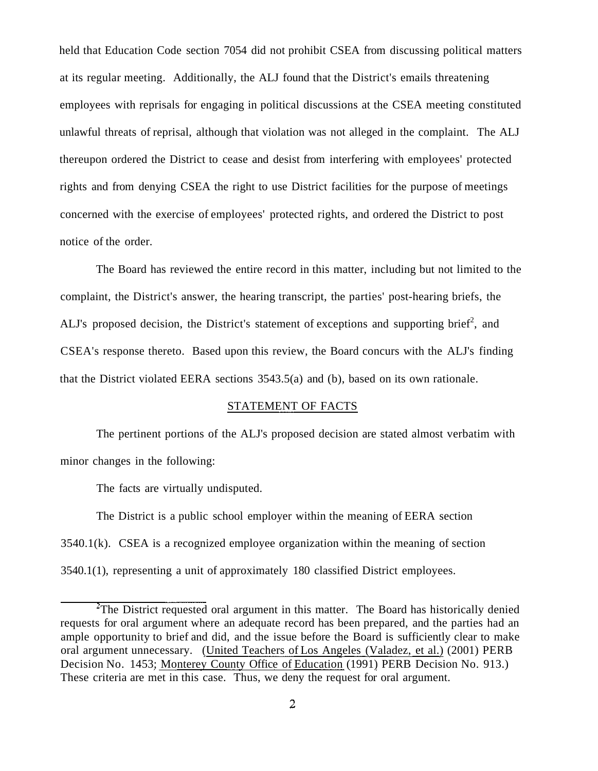held that Education Code section 7054 did not prohibit CSEA from discussing political matters at its regular meeting. Additionally, the ALJ found that the District's emails threatening employees with reprisals for engaging in political discussions at the CSEA meeting constituted unlawful threats of reprisal, although that violation was not alleged in the complaint. The ALJ thereupon ordered the District to cease and desist from interfering with employees' protected rights and from denying CSEA the right to use District facilities for the purpose of meetings concerned with the exercise of employees' protected rights, and ordered the District to post notice of the order.

The Board has reviewed the entire record in this matter, including but not limited to the complaint, the District's answer, the hearing transcript, the parties' post-hearing briefs, the ALJ's proposed decision, the District's statement of exceptions and supporting brief[2], and CSEA's response thereto. Based upon this review, the Board concurs with the ALJ's finding that the District violated EERA sections 3543.5(a) and (b), based on its own rationale.

## STATEMENT OF FACTS

The pertinent portions of the ALJ's proposed decision are stated almost verbatim with minor changes in the following:

The facts are virtually undisputed.

The District is a public school employer within the meaning of EERA section 3540.1(k). CSEA is a recognized employee organization within the meaning of section 3540.1(1), representing a unit of approximately 180 classified District employees.

---

[2]The District requested oral argument in this matter. The Board has historically denied requests for oral argument where an adequate record has been prepared, and the parties had an ample opportunity to brief and did, and the issue before the Board is sufficiently clear to make oral argument unnecessary. (United Teachers of Los Angeles (Valadez, et al.) (2001) PERB Decision No. 1453; Monterey County Office of Education (1991) PERB Decision No. 913.) These criteria are met in this case. Thus, we deny the request for oral argument.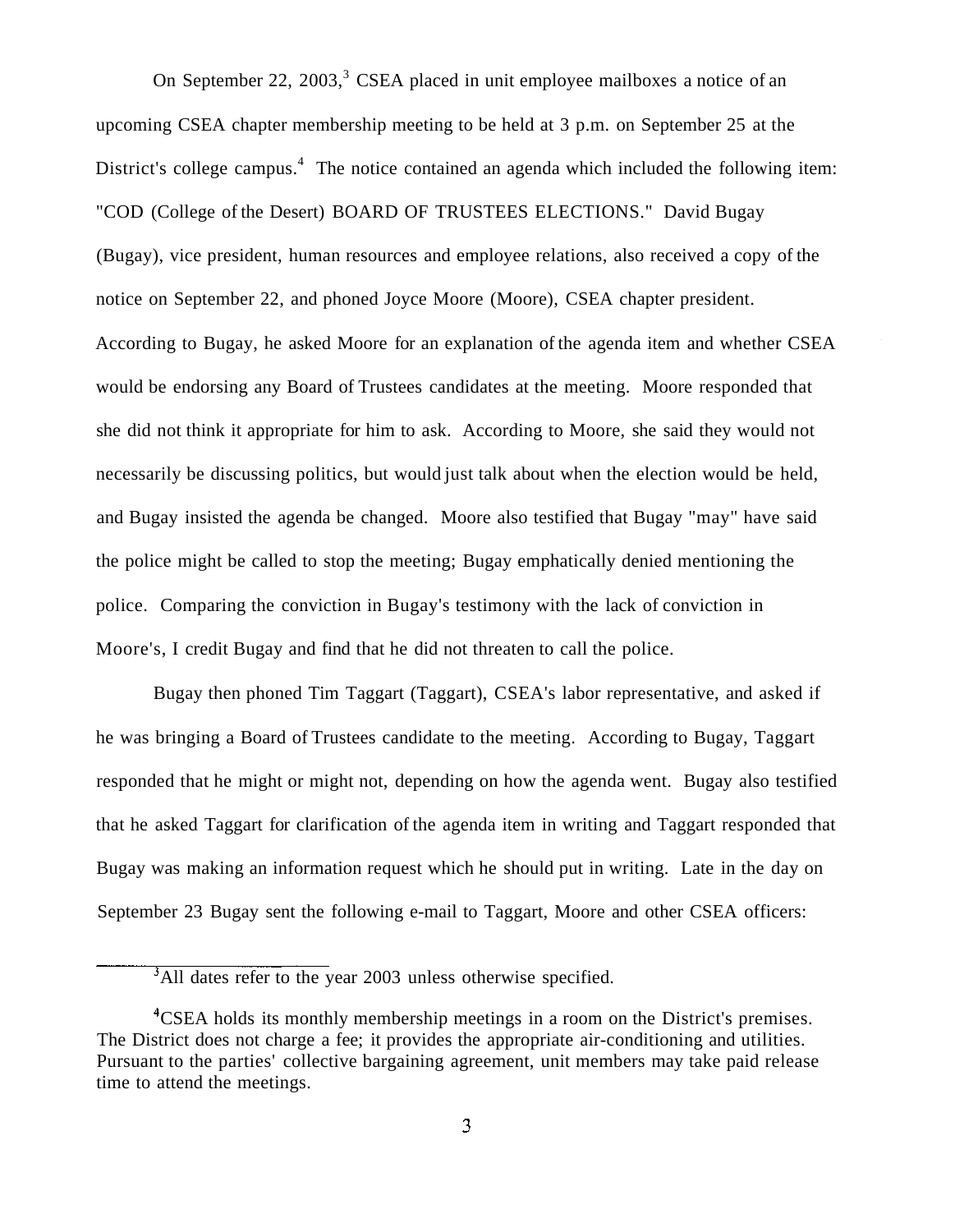On September 22, 2003,[3] CSEA placed in unit employee mailboxes a notice of an upcoming CSEA chapter membership meeting to be held at 3 p.m. on September 25 at the District's college campus.[4] The notice contained an agenda which included the following item: "COD (College of the Desert) BOARD OF TRUSTEES ELECTIONS." David Bugay (Bugay), vice president, human resources and employee relations, also received a copy of the notice on September 22, and phoned Joyce Moore (Moore), CSEA chapter president. According to Bugay, he asked Moore for an explanation of the agenda item and whether CSEA would be endorsing any Board of Trustees candidates at the meeting. Moore responded that she did not think it appropriate for him to ask. According to Moore, she said they would not necessarily be discussing politics, but would just talk about when the election would be held, and Bugay insisted the agenda be changed. Moore also testified that Bugay "may" have said the police might be called to stop the meeting; Bugay emphatically denied mentioning the police. Comparing the conviction in Bugay's testimony with the lack of conviction in Moore's, I credit Bugay and find that he did not threaten to call the police.

Bugay then phoned Tim Taggart (Taggart), CSEA's labor representative, and asked if he was bringing a Board of Trustees candidate to the meeting. According to Bugay, Taggart responded that he might or might not, depending on how the agenda went. Bugay also testified that he asked Taggart for clarification of the agenda item in writing and Taggart responded that Bugay was making an information request which he should put in writing. Late in the day on September 23 Bugay sent the following e-mail to Taggart, Moore and other CSEA officers:

[3] All dates refer to the year 2003 unless otherwise specified.

[4] CSEA holds its monthly membership meetings in a room on the District's premises. The District does not charge a fee; it provides the appropriate air-conditioning and utilities. Pursuant to the parties' collective bargaining agreement, unit members may take paid release time to attend the meetings.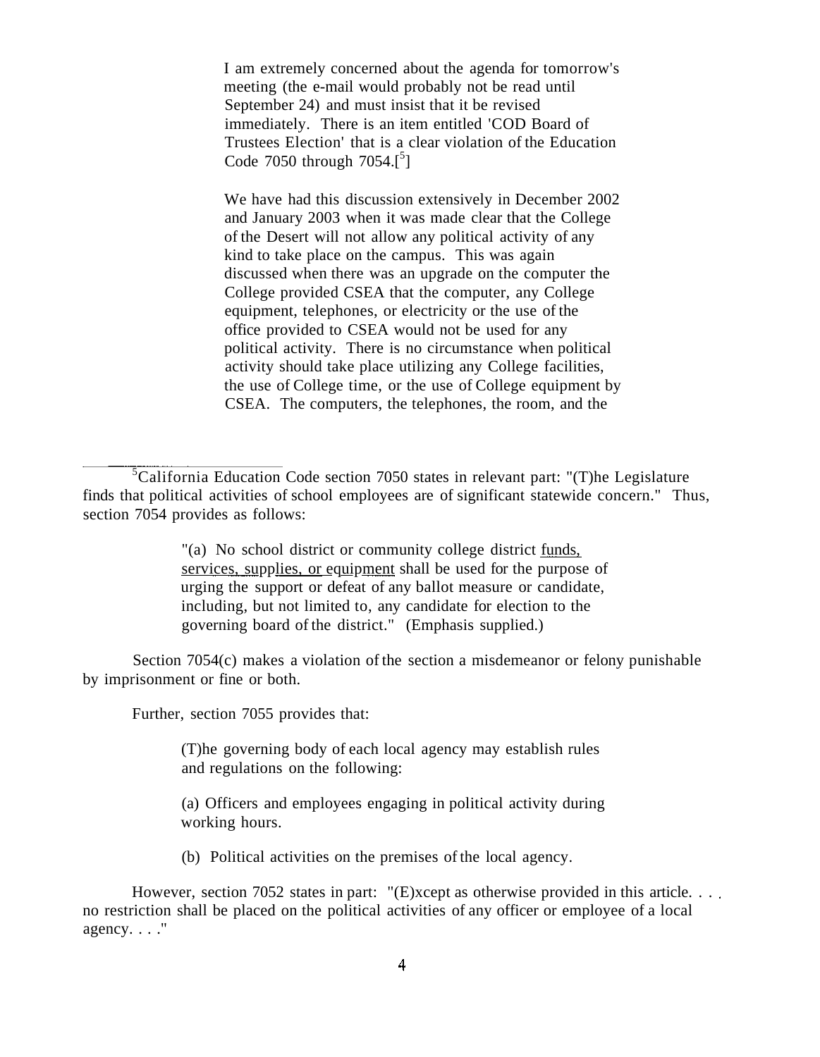> I am extremely concerned about the agenda for tomorrow's meeting (the e-mail would probably not be read until September 24) and must insist that it be revised immediately. There is an item entitled 'COD Board of Trustees Election' that is a clear violation of the Education Code 7050 through 7054.[5]
>
> We have had this discussion extensively in December 2002 and January 2003 when it was made clear that the College of the Desert will not allow any political activity of any kind to take place on the campus. This was again discussed when there was an upgrade on the computer the College provided CSEA that the computer, any College equipment, telephones, or electricity or the use of the office provided to CSEA would not be used for any political activity. There is no circumstance when political activity should take place utilizing any College facilities, the use of College time, or the use of College equipment by CSEA. The computers, the telephones, the room, and the

---

[5]California Education Code section 7050 states in relevant part: "(T)he Legislature finds that political activities of school employees are of significant statewide concern." Thus, section 7054 provides as follows:

> "(a) No school district or community college district <u>funds, services, supplies, or equipment</u> shall be used for the purpose of urging the support or defeat of any ballot measure or candidate, including, but not limited to, any candidate for election to the governing board of the district." (Emphasis supplied.)

Section 7054(c) makes a violation of the section a misdemeanor or felony punishable by imprisonment or fine or both.

Further, section 7055 provides that:

> (T)he governing body of each local agency may establish rules and regulations on the following:
>
> (a) Officers and employees engaging in political activity during working hours.
>
> (b) Political activities on the premises of the local agency.

However, section 7052 states in part: "(E)xcept as otherwise provided in this article. . . . no restriction shall be placed on the political activities of any officer or employee of a local agency. . . ."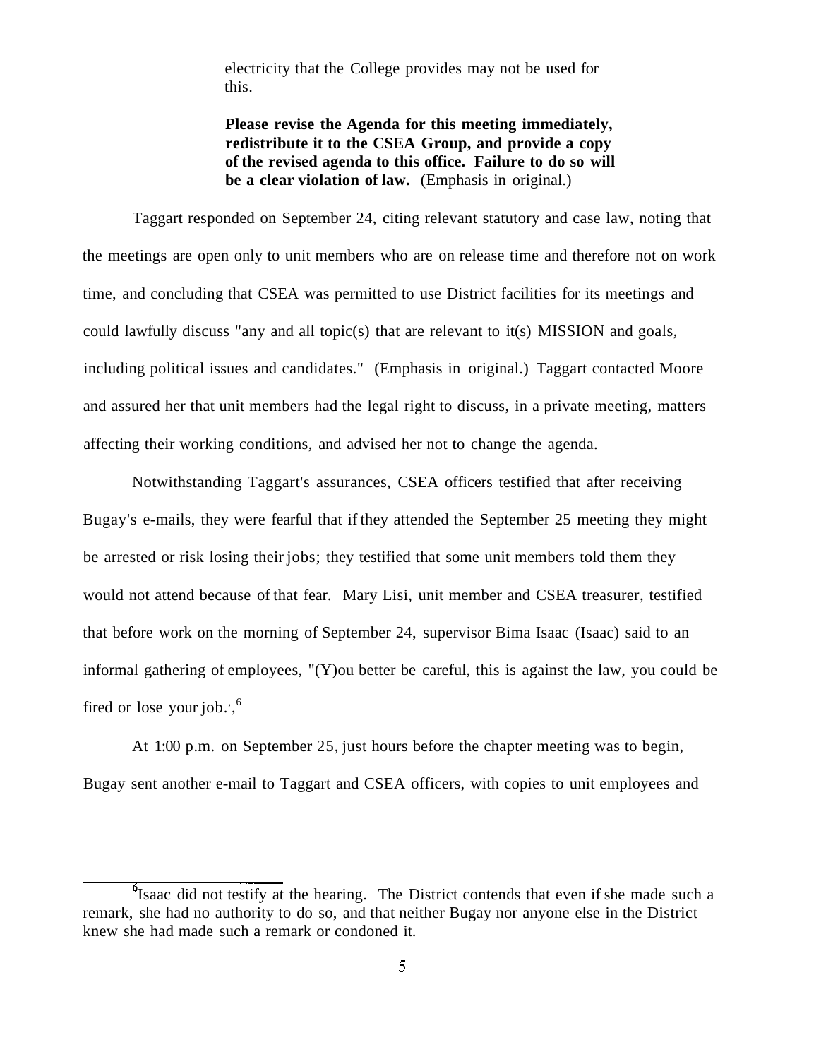> electricity that the College provides may not be used for this.
>
> **Please revise the Agenda for this meeting immediately, redistribute it to the CSEA Group, and provide a copy of the revised agenda to this office. Failure to do so will be a clear violation of law.** (Emphasis in original.)

Taggart responded on September 24, citing relevant statutory and case law, noting that the meetings are open only to unit members who are on release time and therefore not on work time, and concluding that CSEA was permitted to use District facilities for its meetings and could lawfully discuss "any and all topic(s) that are relevant to it(s) MISSION and goals, including political issues and candidates." (Emphasis in original.) Taggart contacted Moore and assured her that unit members had the legal right to discuss, in a private meeting, matters affecting their working conditions, and advised her not to change the agenda.

Notwithstanding Taggart's assurances, CSEA officers testified that after receiving Bugay's e-mails, they were fearful that if they attended the September 25 meeting they might be arrested or risk losing their jobs; they testified that some unit members told them they would not attend because of that fear. Mary Lisi, unit member and CSEA treasurer, testified that before work on the morning of September 24, supervisor Bima Isaac (Isaac) said to an informal gathering of employees, "(Y)ou better be careful, this is against the law, you could be fired or lose your job.",[6]

At 1:00 p.m. on September 25, just hours before the chapter meeting was to begin, Bugay sent another e-mail to Taggart and CSEA officers, with copies to unit employees and

---

[6] Isaac did not testify at the hearing. The District contends that even if she made such a remark, she had no authority to do so, and that neither Bugay nor anyone else in the District knew she had made such a remark or condoned it.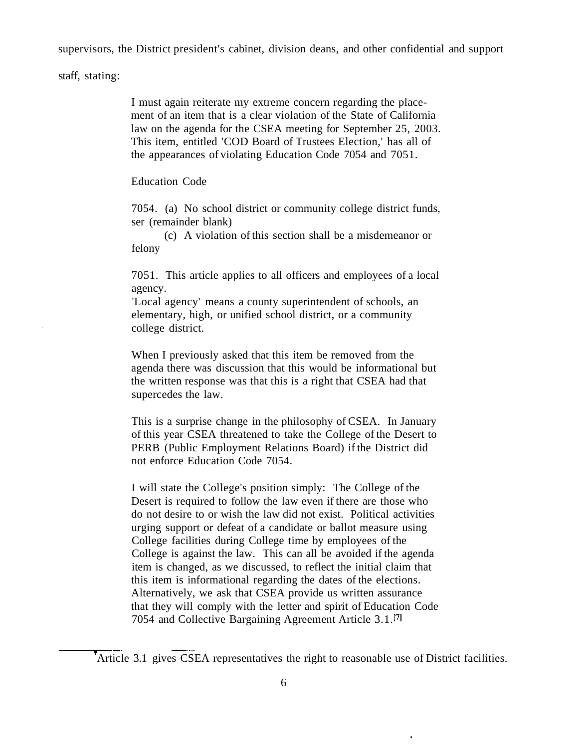supervisors, the District president's cabinet, division deans, and other confidential and support staff, stating:

> I must again reiterate my extreme concern regarding the placement of an item that is a clear violation of the State of California law on the agenda for the CSEA meeting for September 25, 2003. This item, entitled 'COD Board of Trustees Election,' has all of the appearances of violating Education Code 7054 and 7051.
>
> Education Code
>
> 7054. (a) No school district or community college district funds, ser (remainder blank)
>
> (c) A violation of this section shall be a misdemeanor or felony
>
> 7051. This article applies to all officers and employees of a local agency.
> 'Local agency' means a county superintendent of schools, an elementary, high, or unified school district, or a community college district.
>
> When I previously asked that this item be removed from the agenda there was discussion that this would be informational but the written response was that this is a right that CSEA had that supercedes the law.
>
> This is a surprise change in the philosophy of CSEA. In January of this year CSEA threatened to take the College of the Desert to PERB (Public Employment Relations Board) if the District did not enforce Education Code 7054.
>
> I will state the College's position simply: The College of the Desert is required to follow the law even if there are those who do not desire to or wish the law did not exist. Political activities urging support or defeat of a candidate or ballot measure using College facilities during College time by employees of the College is against the law. This can all be avoided if the agenda item is changed, as we discussed, to reflect the initial claim that this item is informational regarding the dates of the elections. Alternatively, we ask that CSEA provide us written assurance that they will comply with the letter and spirit of Education Code 7054 and Collective Bargaining Agreement Article 3.1.[7]

---

[7] Article 3.1 gives CSEA representatives the right to reasonable use of District facilities.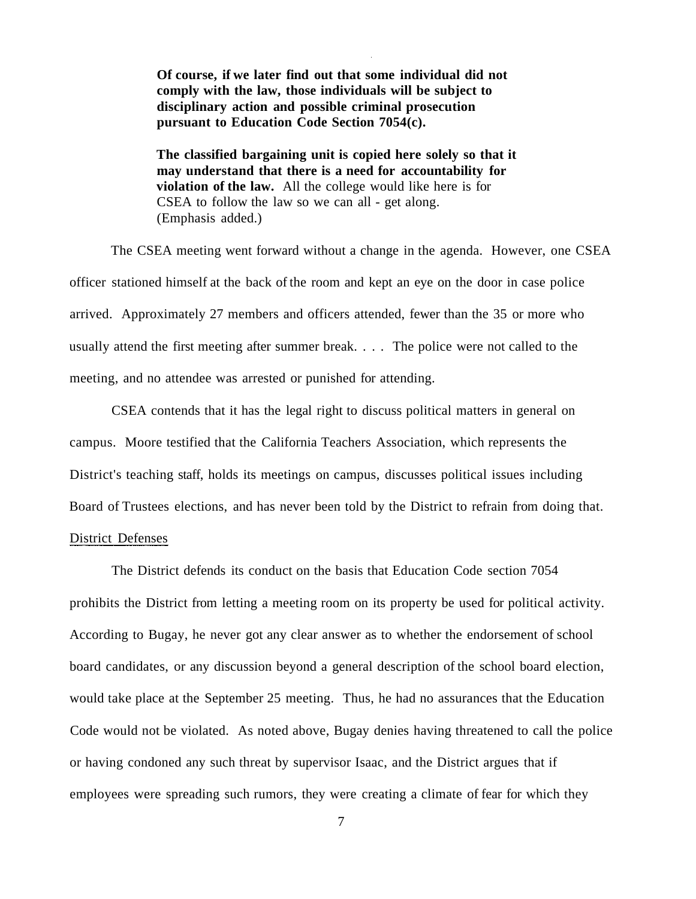> **Of course, if we later find out that some individual did not comply with the law, those individuals will be subject to disciplinary action and possible criminal prosecution pursuant to Education Code Section 7054(c).**
>
> **The classified bargaining unit is copied here solely so that it may understand that there is a need for accountability for violation of the law.** All the college would like here is for CSEA to follow the law so we can all - get along. (Emphasis added.)

The CSEA meeting went forward without a change in the agenda. However, one CSEA officer stationed himself at the back of the room and kept an eye on the door in case police arrived. Approximately 27 members and officers attended, fewer than the 35 or more who usually attend the first meeting after summer break. . . . The police were not called to the meeting, and no attendee was arrested or punished for attending.

CSEA contends that it has the legal right to discuss political matters in general on campus. Moore testified that the California Teachers Association, which represents the District's teaching staff, holds its meetings on campus, discusses political issues including Board of Trustees elections, and has never been told by the District to refrain from doing that.

<u>District Defenses</u>

The District defends its conduct on the basis that Education Code section 7054 prohibits the District from letting a meeting room on its property be used for political activity. According to Bugay, he never got any clear answer as to whether the endorsement of school board candidates, or any discussion beyond a general description of the school board election, would take place at the September 25 meeting. Thus, he had no assurances that the Education Code would not be violated. As noted above, Bugay denies having threatened to call the police or having condoned any such threat by supervisor Isaac, and the District argues that if employees were spreading such rumors, they were creating a climate of fear for which they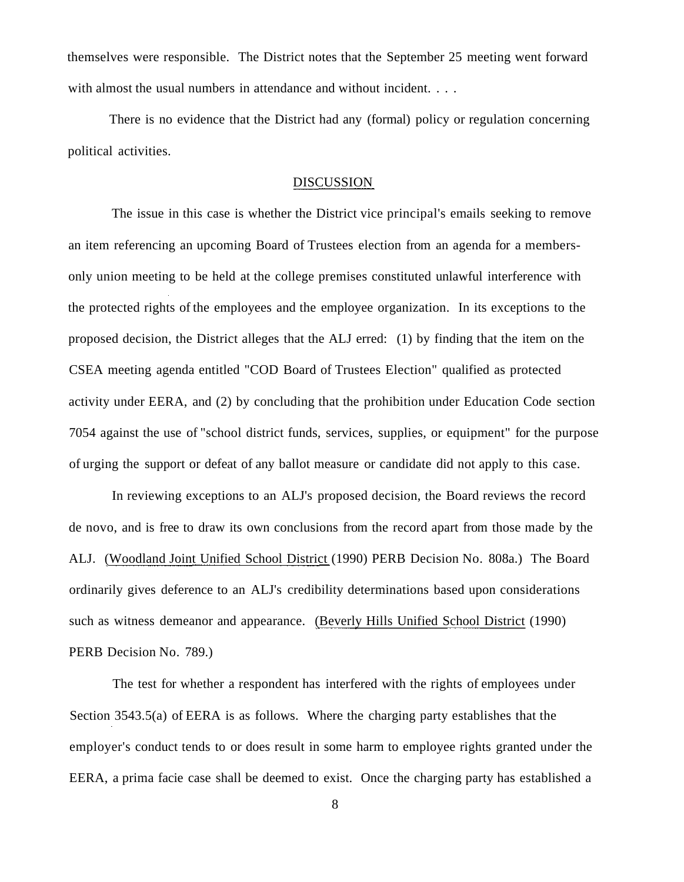themselves were responsible. The District notes that the September 25 meeting went forward with almost the usual numbers in attendance and without incident. . . .

There is no evidence that the District had any (formal) policy or regulation concerning political activities.

## DISCUSSION

The issue in this case is whether the District vice principal's emails seeking to remove an item referencing an upcoming Board of Trustees election from an agenda for a members-only union meeting to be held at the college premises constituted unlawful interference with the protected rights of the employees and the employee organization. In its exceptions to the proposed decision, the District alleges that the ALJ erred: (1) by finding that the item on the CSEA meeting agenda entitled "COD Board of Trustees Election" qualified as protected activity under EERA, and (2) by concluding that the prohibition under Education Code section 7054 against the use of "school district funds, services, supplies, or equipment" for the purpose of urging the support or defeat of any ballot measure or candidate did not apply to this case.

In reviewing exceptions to an ALJ's proposed decision, the Board reviews the record de novo, and is free to draw its own conclusions from the record apart from those made by the ALJ. (Woodland Joint Unified School District (1990) PERB Decision No. 808a.) The Board ordinarily gives deference to an ALJ's credibility determinations based upon considerations such as witness demeanor and appearance. (Beverly Hills Unified School District (1990) PERB Decision No. 789.)

The test for whether a respondent has interfered with the rights of employees under Section 3543.5(a) of EERA is as follows. Where the charging party establishes that the employer's conduct tends to or does result in some harm to employee rights granted under the EERA, a prima facie case shall be deemed to exist. Once the charging party has established a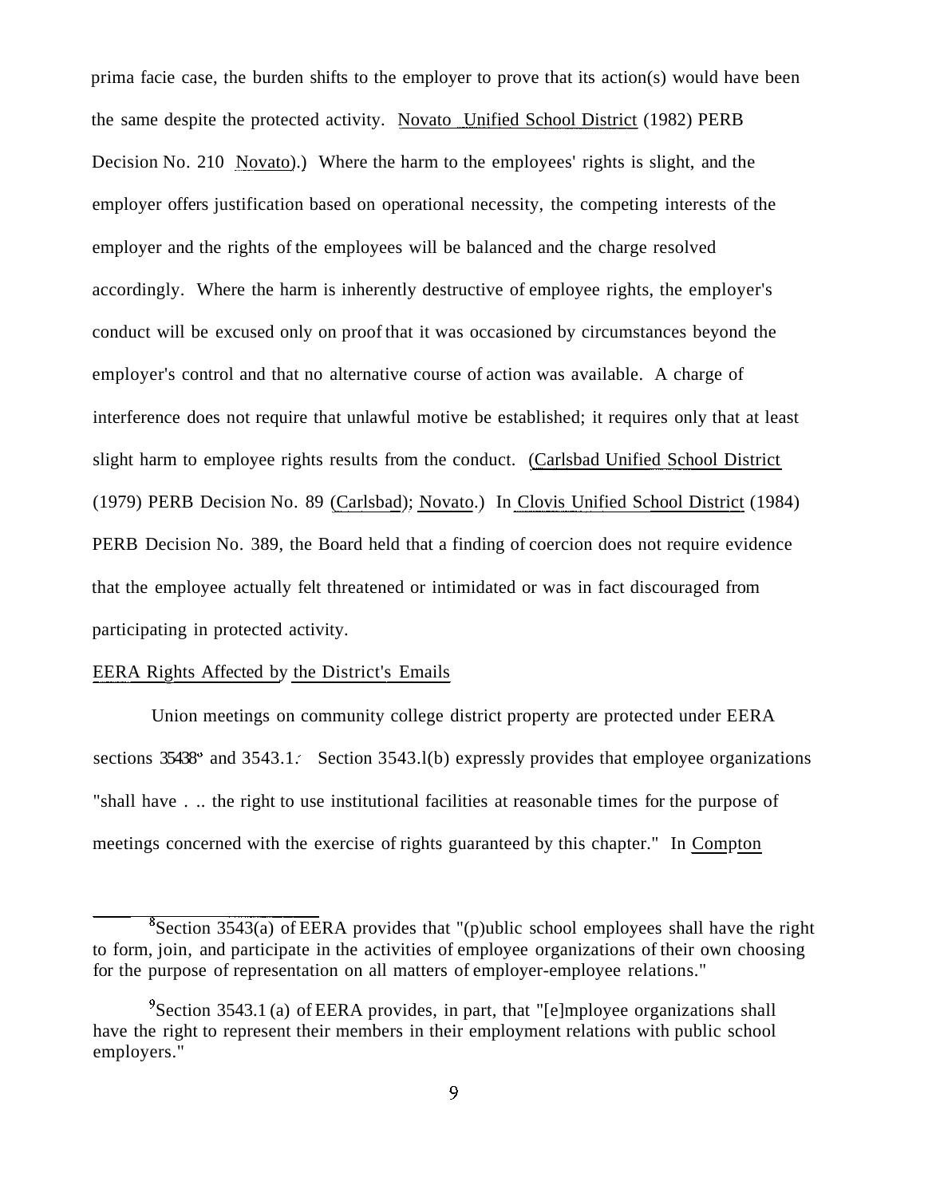prima facie case, the burden shifts to the employer to prove that its action(s) would have been the same despite the protected activity. Novato Unified School District (1982) PERB Decision No. 210 Novato).) Where the harm to the employees' rights is slight, and the employer offers justification based on operational necessity, the competing interests of the employer and the rights of the employees will be balanced and the charge resolved accordingly. Where the harm is inherently destructive of employee rights, the employer's conduct will be excused only on proof that it was occasioned by circumstances beyond the employer's control and that no alternative course of action was available. A charge of interference does not require that unlawful motive be established; it requires only that at least slight harm to employee rights results from the conduct. (Carlsbad Unified School District (1979) PERB Decision No. 89 (Carlsbad); Novato.) In Clovis Unified School District (1984) PERB Decision No. 389, the Board held that a finding of coercion does not require evidence that the employee actually felt threatened or intimidated or was in fact discouraged from participating in protected activity.

EERA Rights Affected by the District's Emails

Union meetings on community college district property are protected under EERA sections 3543[8] and 3543.1.[9] Section 3543.1(b) expressly provides that employee organizations "shall have . .. the right to use institutional facilities at reasonable times for the purpose of meetings concerned with the exercise of rights guaranteed by this chapter." In Compton

---

[8]Section 3543(a) of EERA provides that "(p)ublic school employees shall have the right to form, join, and participate in the activities of employee organizations of their own choosing for the purpose of representation on all matters of employer-employee relations."

[9]Section 3543.1 (a) of EERA provides, in part, that "[e]mployee organizations shall have the right to represent their members in their employment relations with public school employers."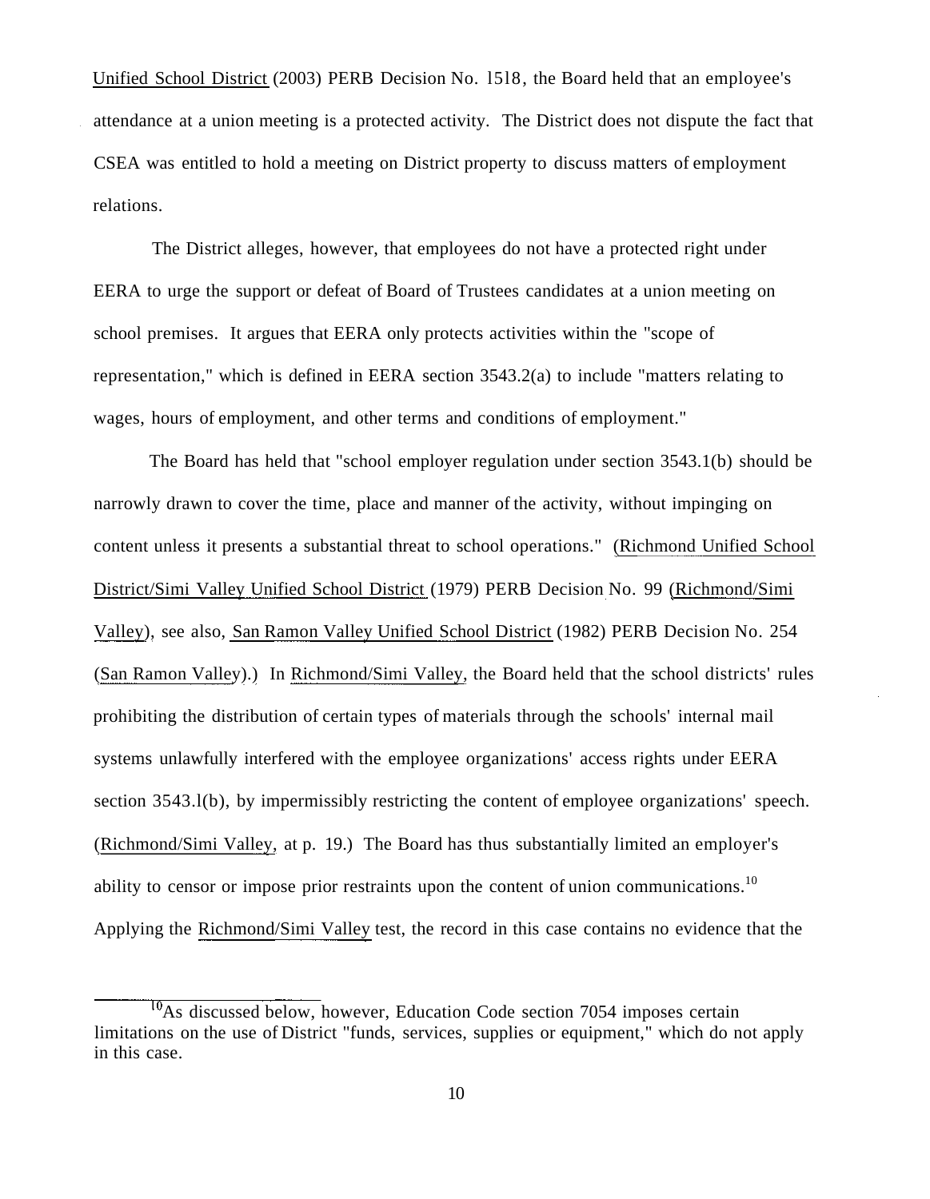Unified School District (2003) PERB Decision No. 1518, the Board held that an employee's attendance at a union meeting is a protected activity. The District does not dispute the fact that CSEA was entitled to hold a meeting on District property to discuss matters of employment relations.

The District alleges, however, that employees do not have a protected right under EERA to urge the support or defeat of Board of Trustees candidates at a union meeting on school premises. It argues that EERA only protects activities within the "scope of representation," which is defined in EERA section 3543.2(a) to include "matters relating to wages, hours of employment, and other terms and conditions of employment."

The Board has held that "school employer regulation under section 3543.1(b) should be narrowly drawn to cover the time, place and manner of the activity, without impinging on content unless it presents a substantial threat to school operations." (Richmond Unified School District/Simi Valley Unified School District (1979) PERB Decision No. 99 (Richmond/Simi Valley), see also, San Ramon Valley Unified School District (1982) PERB Decision No. 254 (San Ramon Valley).) In Richmond/Simi Valley, the Board held that the school districts' rules prohibiting the distribution of certain types of materials through the schools' internal mail systems unlawfully interfered with the employee organizations' access rights under EERA section 3543.1(b), by impermissibly restricting the content of employee organizations' speech. (Richmond/Simi Valley, at p. 19.) The Board has thus substantially limited an employer's ability to censor or impose prior restraints upon the content of union communications.[10] Applying the Richmond/Simi Valley test, the record in this case contains no evidence that the

---

[10] As discussed below, however, Education Code section 7054 imposes certain limitations on the use of District "funds, services, supplies or equipment," which do not apply in this case.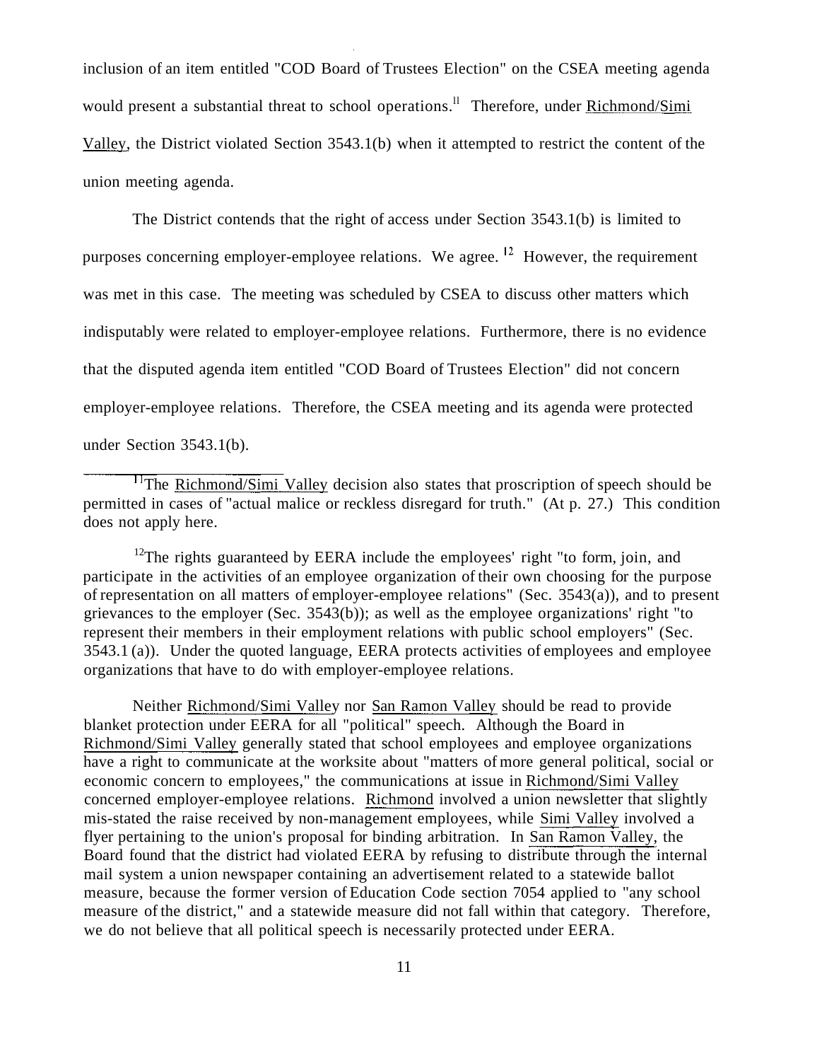inclusion of an item entitled "COD Board of Trustees Election" on the CSEA meeting agenda would present a substantial threat to school operations.[11] Therefore, under Richmond/Simi Valley, the District violated Section 3543.1(b) when it attempted to restrict the content of the union meeting agenda.

The District contends that the right of access under Section 3543.1(b) is limited to purposes concerning employer-employee relations. We agree.[12] However, the requirement was met in this case. The meeting was scheduled by CSEA to discuss other matters which indisputably were related to employer-employee relations. Furthermore, there is no evidence that the disputed agenda item entitled "COD Board of Trustees Election" did not concern employer-employee relations. Therefore, the CSEA meeting and its agenda were protected under Section 3543.1(b).

---

[11]The Richmond/Simi Valley decision also states that proscription of speech should be permitted in cases of "actual malice or reckless disregard for truth." (At p. 27.) This condition does not apply here.

[12]The rights guaranteed by EERA include the employees' right "to form, join, and participate in the activities of an employee organization of their own choosing for the purpose of representation on all matters of employer-employee relations" (Sec. 3543(a)), and to present grievances to the employer (Sec. 3543(b)); as well as the employee organizations' right "to represent their members in their employment relations with public school employers" (Sec. 3543.1 (a)). Under the quoted language, EERA protects activities of employees and employee organizations that have to do with employer-employee relations.

Neither Richmond/Simi Valley nor San Ramon Valley should be read to provide blanket protection under EERA for all "political" speech. Although the Board in Richmond/Simi Valley generally stated that school employees and employee organizations have a right to communicate at the worksite about "matters of more general political, social or economic concern to employees," the communications at issue in Richmond/Simi Valley concerned employer-employee relations. Richmond involved a union newsletter that slightly mis-stated the raise received by non-management employees, while Simi Valley involved a flyer pertaining to the union's proposal for binding arbitration. In San Ramon Valley, the Board found that the district had violated EERA by refusing to distribute through the internal mail system a union newspaper containing an advertisement related to a statewide ballot measure, because the former version of Education Code section 7054 applied to "any school measure of the district," and a statewide measure did not fall within that category. Therefore, we do not believe that all political speech is necessarily protected under EERA.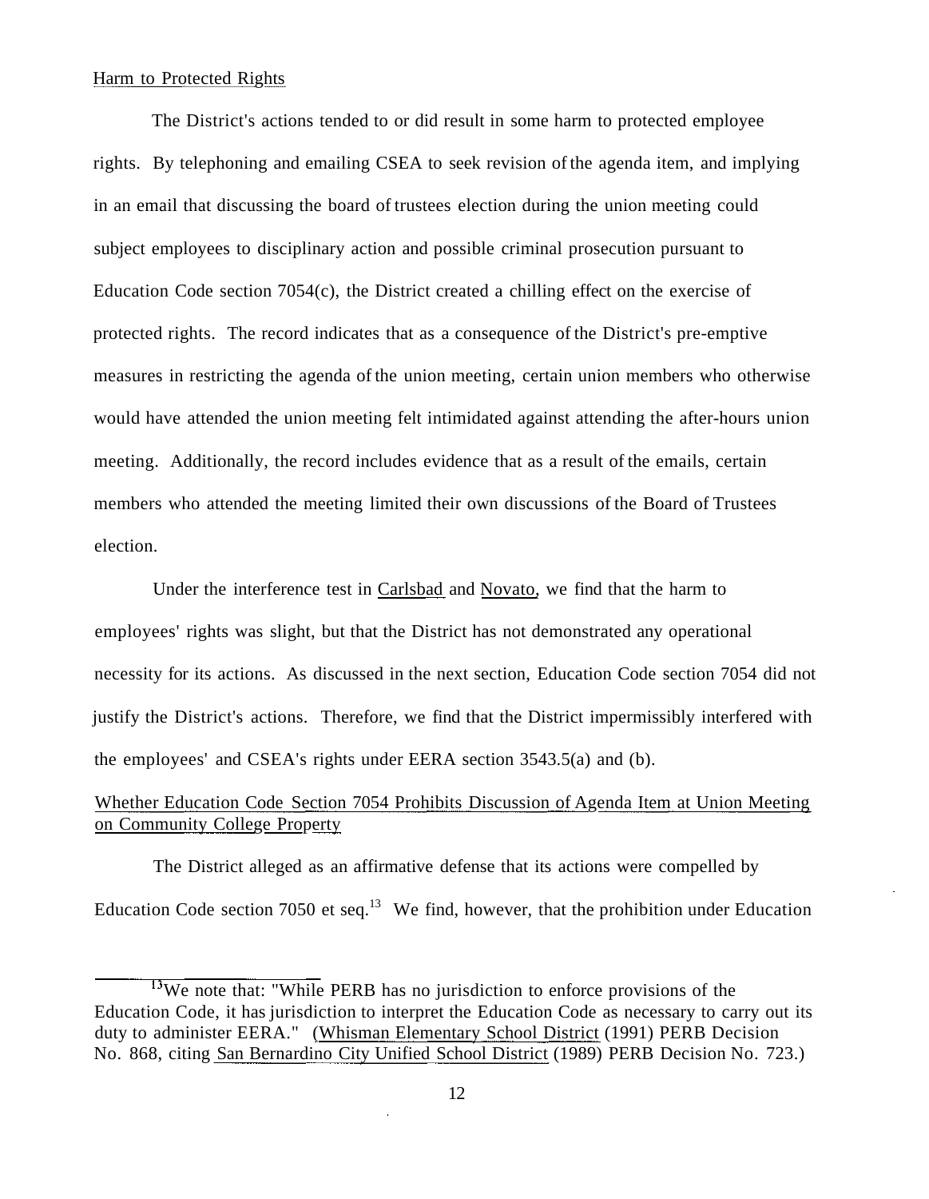Harm to Protected Rights

The District's actions tended to or did result in some harm to protected employee rights. By telephoning and emailing CSEA to seek revision of the agenda item, and implying in an email that discussing the board of trustees election during the union meeting could subject employees to disciplinary action and possible criminal prosecution pursuant to Education Code section 7054(c), the District created a chilling effect on the exercise of protected rights. The record indicates that as a consequence of the District's pre-emptive measures in restricting the agenda of the union meeting, certain union members who otherwise would have attended the union meeting felt intimidated against attending the after-hours union meeting. Additionally, the record includes evidence that as a result of the emails, certain members who attended the meeting limited their own discussions of the Board of Trustees election.

Under the interference test in Carlsbad and Novato, we find that the harm to employees' rights was slight, but that the District has not demonstrated any operational necessity for its actions. As discussed in the next section, Education Code section 7054 did not justify the District's actions. Therefore, we find that the District impermissibly interfered with the employees' and CSEA's rights under EERA section 3543.5(a) and (b).

Whether Education Code Section 7054 Prohibits Discussion of Agenda Item at Union Meeting on Community College Property

The District alleged as an affirmative defense that its actions were compelled by Education Code section 7050 et seq.[13] We find, however, that the prohibition under Education

[13] We note that: "While PERB has no jurisdiction to enforce provisions of the Education Code, it has jurisdiction to interpret the Education Code as necessary to carry out its duty to administer EERA." (Whisman Elementary School District (1991) PERB Decision No. 868, citing San Bernardino City Unified School District (1989) PERB Decision No. 723.)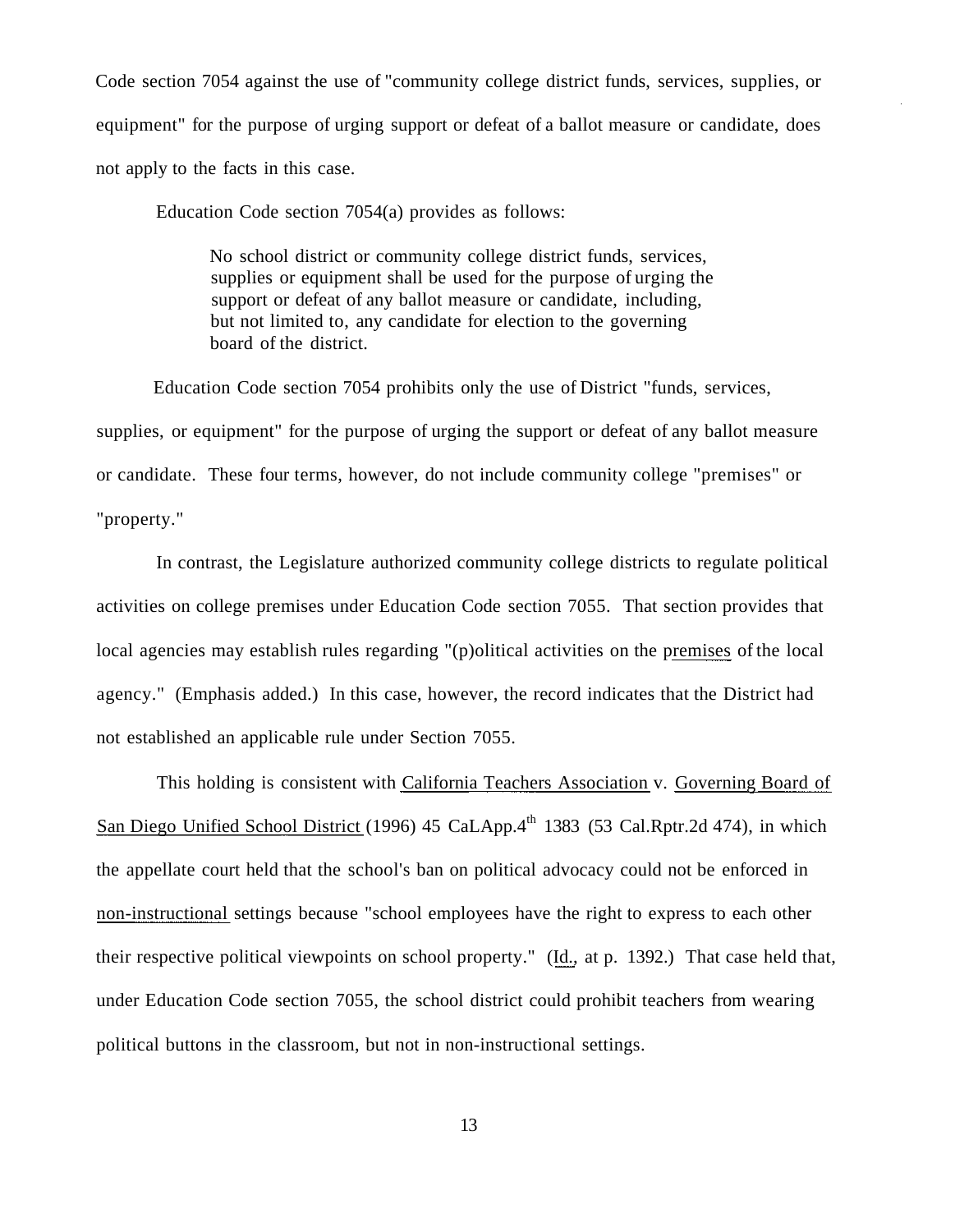Code section 7054 against the use of "community college district funds, services, supplies, or equipment" for the purpose of urging support or defeat of a ballot measure or candidate, does not apply to the facts in this case.

Education Code section 7054(a) provides as follows:

> No school district or community college district funds, services, supplies or equipment shall be used for the purpose of urging the support or defeat of any ballot measure or candidate, including, but not limited to, any candidate for election to the governing board of the district.

Education Code section 7054 prohibits only the use of District "funds, services, supplies, or equipment" for the purpose of urging the support or defeat of any ballot measure or candidate. These four terms, however, do not include community college "premises" or "property."

In contrast, the Legislature authorized community college districts to regulate political activities on college premises under Education Code section 7055. That section provides that local agencies may establish rules regarding "(p)olitical activities on the premises of the local agency." (Emphasis added.) In this case, however, the record indicates that the District had not established an applicable rule under Section 7055.

This holding is consistent with California Teachers Association v. Governing Board of San Diego Unified School District (1996) 45 CaLApp.4th 1383 (53 Cal.Rptr.2d 474), in which the appellate court held that the school's ban on political advocacy could not be enforced in non-instructional settings because "school employees have the right to express to each other their respective political viewpoints on school property." (Id., at p. 1392.) That case held that, under Education Code section 7055, the school district could prohibit teachers from wearing political buttons in the classroom, but not in non-instructional settings.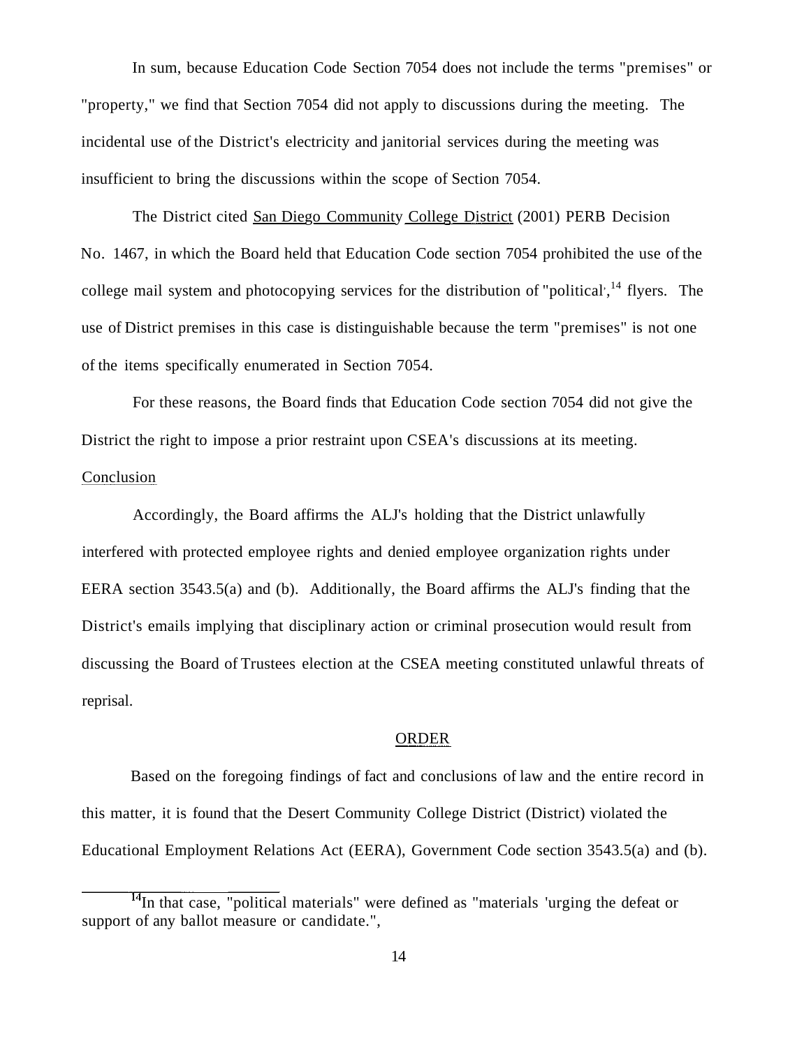In sum, because Education Code Section 7054 does not include the terms "premises" or "property," we find that Section 7054 did not apply to discussions during the meeting. The incidental use of the District's electricity and janitorial services during the meeting was insufficient to bring the discussions within the scope of Section 7054.

The District cited San Diego Community College District (2001) PERB Decision No. 1467, in which the Board held that Education Code section 7054 prohibited the use of the college mail system and photocopying services for the distribution of "political',[14] flyers. The use of District premises in this case is distinguishable because the term "premises" is not one of the items specifically enumerated in Section 7054.

For these reasons, the Board finds that Education Code section 7054 did not give the District the right to impose a prior restraint upon CSEA's discussions at its meeting.

Conclusion

Accordingly, the Board affirms the ALJ's holding that the District unlawfully interfered with protected employee rights and denied employee organization rights under EERA section 3543.5(a) and (b). Additionally, the Board affirms the ALJ's finding that the District's emails implying that disciplinary action or criminal prosecution would result from discussing the Board of Trustees election at the CSEA meeting constituted unlawful threats of reprisal.

## ORDER

Based on the foregoing findings of fact and conclusions of law and the entire record in this matter, it is found that the Desert Community College District (District) violated the Educational Employment Relations Act (EERA), Government Code section 3543.5(a) and (b).

---

[14] In that case, "political materials" were defined as "materials 'urging the defeat or support of any ballot measure or candidate.",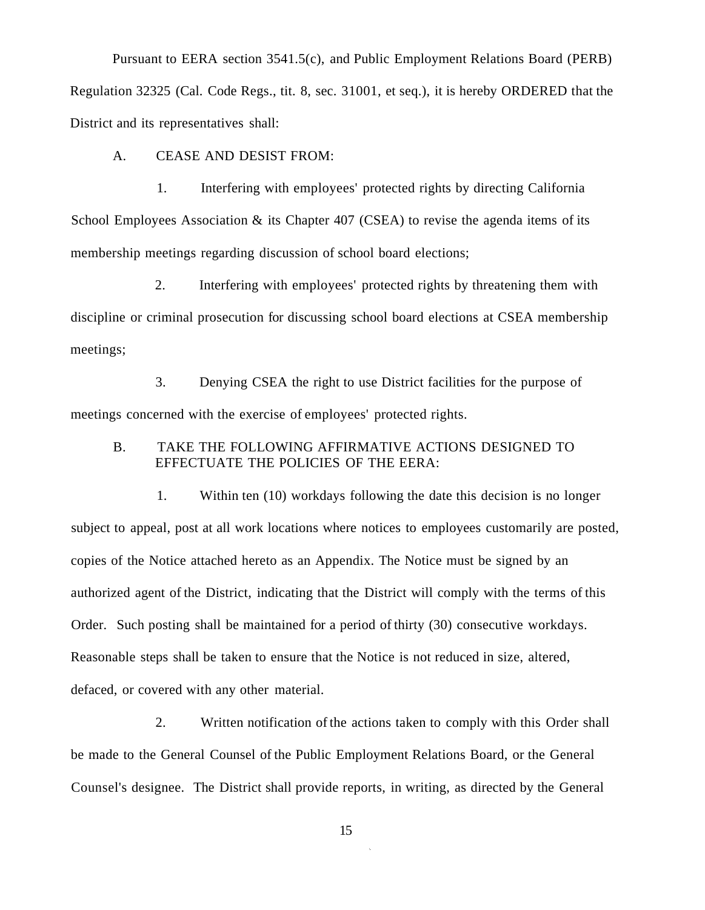Pursuant to EERA section 3541.5(c), and Public Employment Relations Board (PERB) Regulation 32325 (Cal. Code Regs., tit. 8, sec. 31001, et seq.), it is hereby ORDERED that the District and its representatives shall:

A. CEASE AND DESIST FROM:

1. Interfering with employees' protected rights by directing California School Employees Association & its Chapter 407 (CSEA) to revise the agenda items of its membership meetings regarding discussion of school board elections;

2. Interfering with employees' protected rights by threatening them with discipline or criminal prosecution for discussing school board elections at CSEA membership meetings;

3. Denying CSEA the right to use District facilities for the purpose of meetings concerned with the exercise of employees' protected rights.

B. TAKE THE FOLLOWING AFFIRMATIVE ACTIONS DESIGNED TO EFFECTUATE THE POLICIES OF THE EERA:

1. Within ten (10) workdays following the date this decision is no longer subject to appeal, post at all work locations where notices to employees customarily are posted, copies of the Notice attached hereto as an Appendix. The Notice must be signed by an authorized agent of the District, indicating that the District will comply with the terms of this Order. Such posting shall be maintained for a period of thirty (30) consecutive workdays. Reasonable steps shall be taken to ensure that the Notice is not reduced in size, altered, defaced, or covered with any other material.

2. Written notification of the actions taken to comply with this Order shall be made to the General Counsel of the Public Employment Relations Board, or the General Counsel's designee. The District shall provide reports, in writing, as directed by the General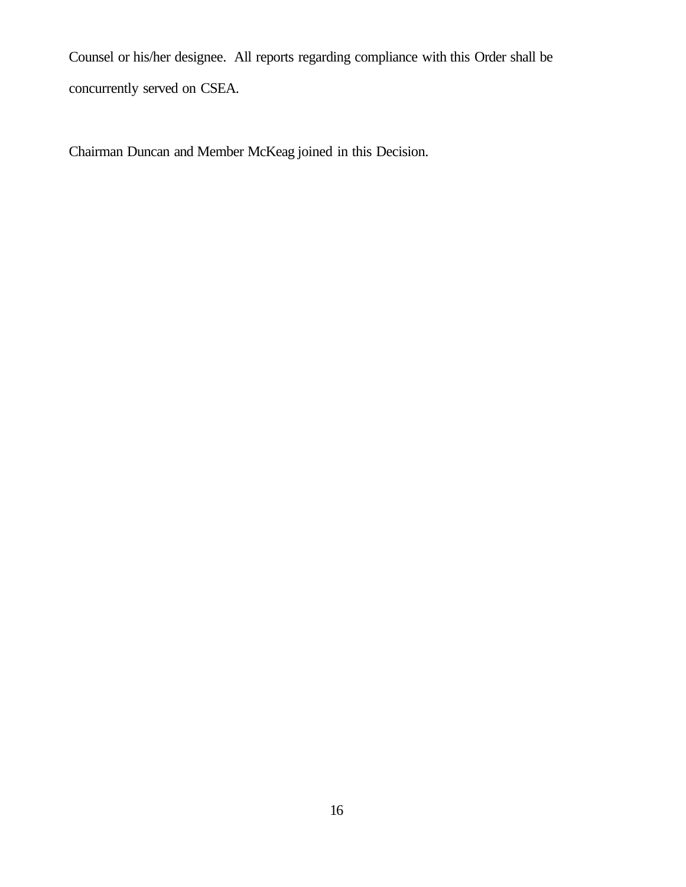Counsel or his/her designee. All reports regarding compliance with this Order shall be concurrently served on CSEA.

Chairman Duncan and Member McKeag joined in this Decision.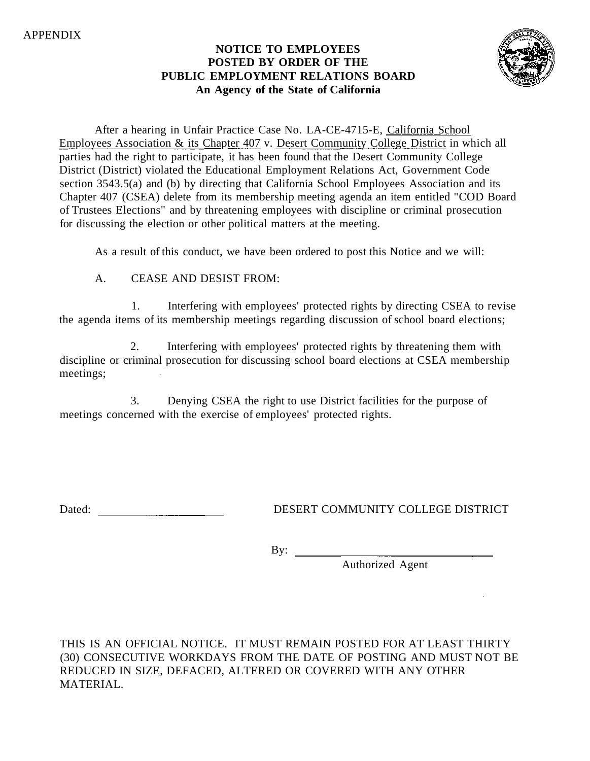APPENDIX

**NOTICE TO EMPLOYEES**
**POSTED BY ORDER OF THE**
**PUBLIC EMPLOYMENT RELATIONS BOARD**
**An Agency of the State of California**

After a hearing in Unfair Practice Case No. LA-CE-4715-E, California School Employees Association & its Chapter 407 v. Desert Community College District in which all parties had the right to participate, it has been found that the Desert Community College District (District) violated the Educational Employment Relations Act, Government Code section 3543.5(a) and (b) by directing that California School Employees Association and its Chapter 407 (CSEA) delete from its membership meeting agenda an item entitled "COD Board of Trustees Elections" and by threatening employees with discipline or criminal prosecution for discussing the election or other political matters at the meeting.

As a result of this conduct, we have been ordered to post this Notice and we will:

A. CEASE AND DESIST FROM:

1. Interfering with employees' protected rights by directing CSEA to revise the agenda items of its membership meetings regarding discussion of school board elections;

2. Interfering with employees' protected rights by threatening them with discipline or criminal prosecution for discussing school board elections at CSEA membership meetings;

3. Denying CSEA the right to use District facilities for the purpose of meetings concerned with the exercise of employees' protected rights.

Dated: ____________________ DESERT COMMUNITY COLLEGE DISTRICT

By: ______________________________
Authorized Agent

THIS IS AN OFFICIAL NOTICE. IT MUST REMAIN POSTED FOR AT LEAST THIRTY (30) CONSECUTIVE WORKDAYS FROM THE DATE OF POSTING AND MUST NOT BE REDUCED IN SIZE, DEFACED, ALTERED OR COVERED WITH ANY OTHER MATERIAL.